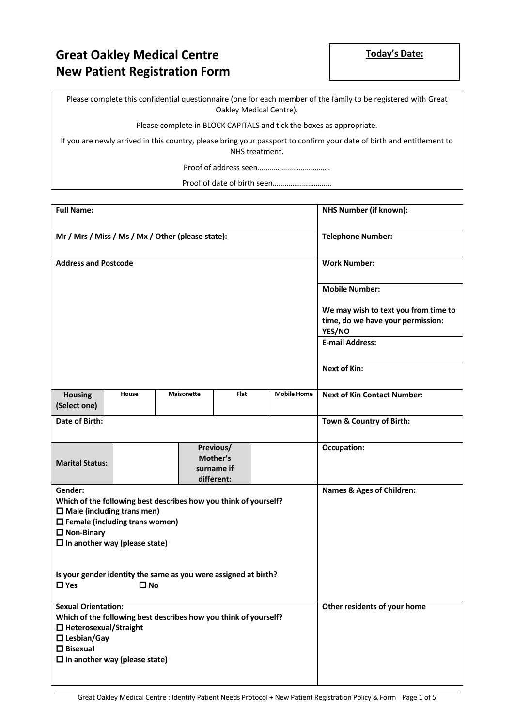# Great Oakley Medical Centre
# New Patient Registration Form

**Today's Date:**

Please complete this confidential questionnaire (one for each member of the family to be registered with Great Oakley Medical Centre).

Please complete in BLOCK CAPITALS and tick the boxes as appropriate.

If you are newly arrived in this country, please bring your passport to confirm your date of birth and entitlement to NHS treatment.

Proof of address seen……………………………….

Proof of date of birth seen………………………..

| | |
|---|---|
| **Full Name:** | **NHS Number (if known):** |
| **Mr / Mrs / Miss / Ms / Mx / Other (please state):** | **Telephone Number:** |
| **Address and Postcode** | **Work Number:** |
| | **Mobile Number:**<br><br>**We may wish to text you from time to time, do we have your permission: YES/NO** |
| | **E-mail Address:** |
| | **Next of Kin:** |
| **Housing (Select one)** — House / Maisonette / Flat / Mobile Home | **Next of Kin Contact Number:** |
| **Date of Birth:** | **Town & Country of Birth:** |
| **Marital Status:** — **Previous/ Mother's surname if different:** | **Occupation:** |
| **Gender:**<br>**Which of the following best describes how you think of yourself?**<br>☐ **Male (including trans men)**<br>☐ **Female (including trans women)**<br>☐ **Non-Binary**<br>☐ **In another way (please state)**<br><br>**Is your gender identity the same as you were assigned at birth?**<br>☐ **Yes** ☐ **No** | **Names & Ages of Children:** |
| **Sexual Orientation:**<br>**Which of the following best describes how you think of yourself?**<br>☐ **Heterosexual/Straight**<br>☐ **Lesbian/Gay**<br>☐ **Bisexual**<br>☐ **In another way (please state)** | **Other residents of your home** |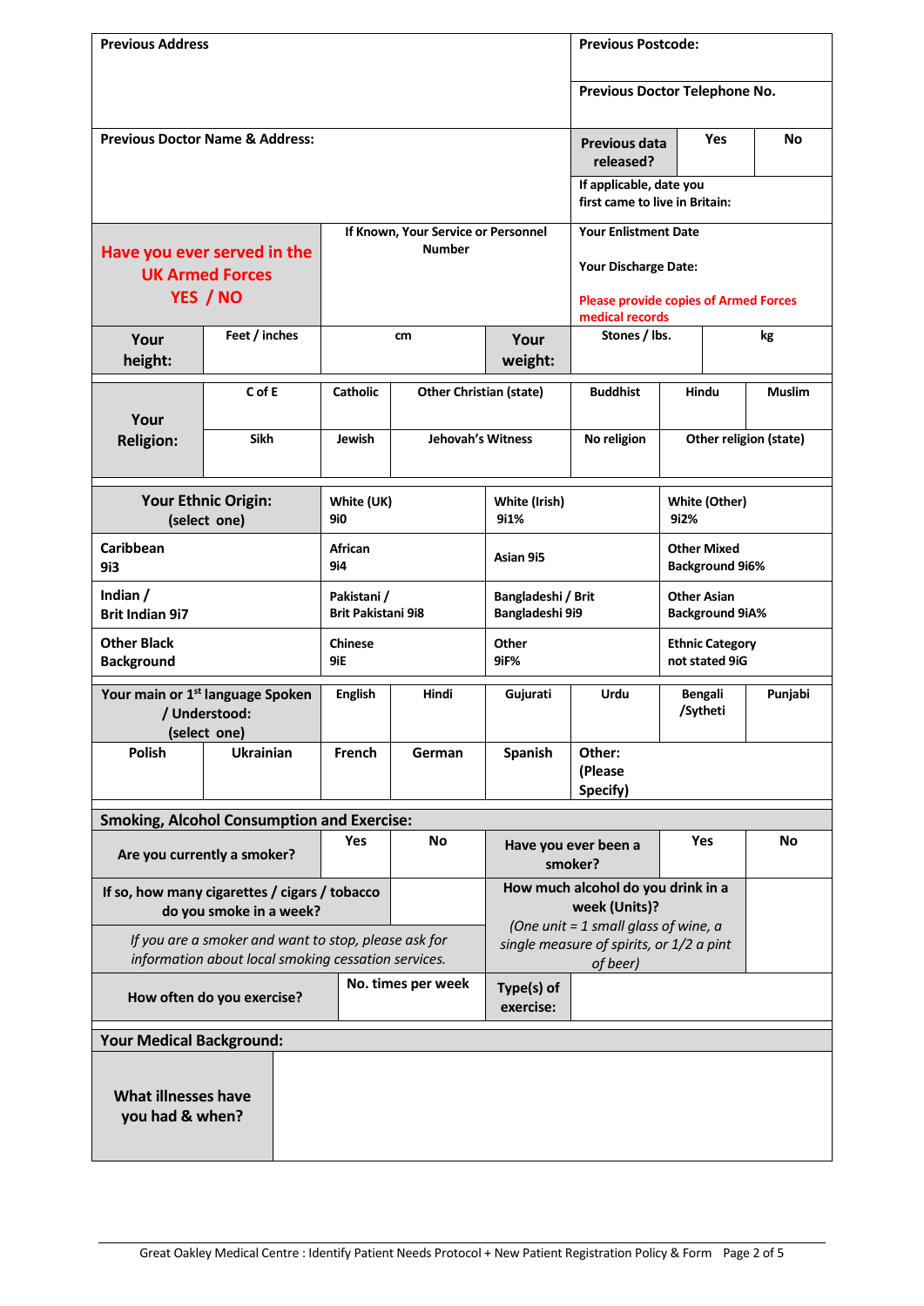| Previous Address | Previous Postcode: |
|---|---|
| | Previous Doctor Telephone No. |

| Previous Doctor Name & Address: | Previous data released? | Yes | No |
|---|---|---|---|
| | If applicable, date you first came to live in Britain: | | |

| Have you ever served in the UK Armed Forces YES / NO | If Known, Your Service or Personnel Number | Your Enlistment Date<br>Your Discharge Date:<br>Please provide copies of Armed Forces medical records |
|---|---|---|

| Your height: | Feet / inches | cm | Your weight: | Stones / lbs. | kg |
|---|---|---|---|---|---|

| Your Religion: | C of E | Catholic | Other Christian (state) | Buddhist | Hindu | Muslim |
|---|---|---|---|---|---|---|
| | Sikh | Jewish | Jehovah's Witness | No religion | Other religion (state) | |

| Your Ethnic Origin: (select one) | White (UK) 9i0 | White (Irish) 9i1% | White (Other) 9i2% |
|---|---|---|---|
| Caribbean 9i3 | African 9i4 | Asian 9i5 | Other Mixed Background 9i6% |
| Indian / Brit Indian 9i7 | Pakistani / Brit Pakistani 9i8 | Bangladeshi / Brit Bangladeshi 9i9 | Other Asian Background 9iA% |
| Other Black Background | Chinese 9iE | Other 9iF% | Ethnic Category not stated 9iG |

| Your main or 1st language Spoken / Understood: (select one) | | English | Hindi | Gujurati | Urdu | Bengali /Sytheti | Punjabi |
|---|---|---|---|---|---|---|---|
| Polish | Ukrainian | French | German | Spanish | Other: (Please Specify) | | |

## Smoking, Alcohol Consumption and Exercise:

| Are you currently a smoker? | Yes | No | Have you ever been a smoker? | Yes | No |
|---|---|---|---|---|---|

| If so, how many cigarettes / cigars / tobacco do you smoke in a week? | | How much alcohol do you drink in a week (Units)? *(One unit = 1 small glass of wine, a single measure of spirits, or 1/2 a pint of beer)* | |
|---|---|---|---|
| *If you are a smoker and want to stop, please ask for information about local smoking cessation services.* | | | |

| How often do you exercise? | No. times per week | Type(s) of exercise: | |
|---|---|---|---|

## Your Medical Background:

| What illnesses have you had & when? | |
|---|---|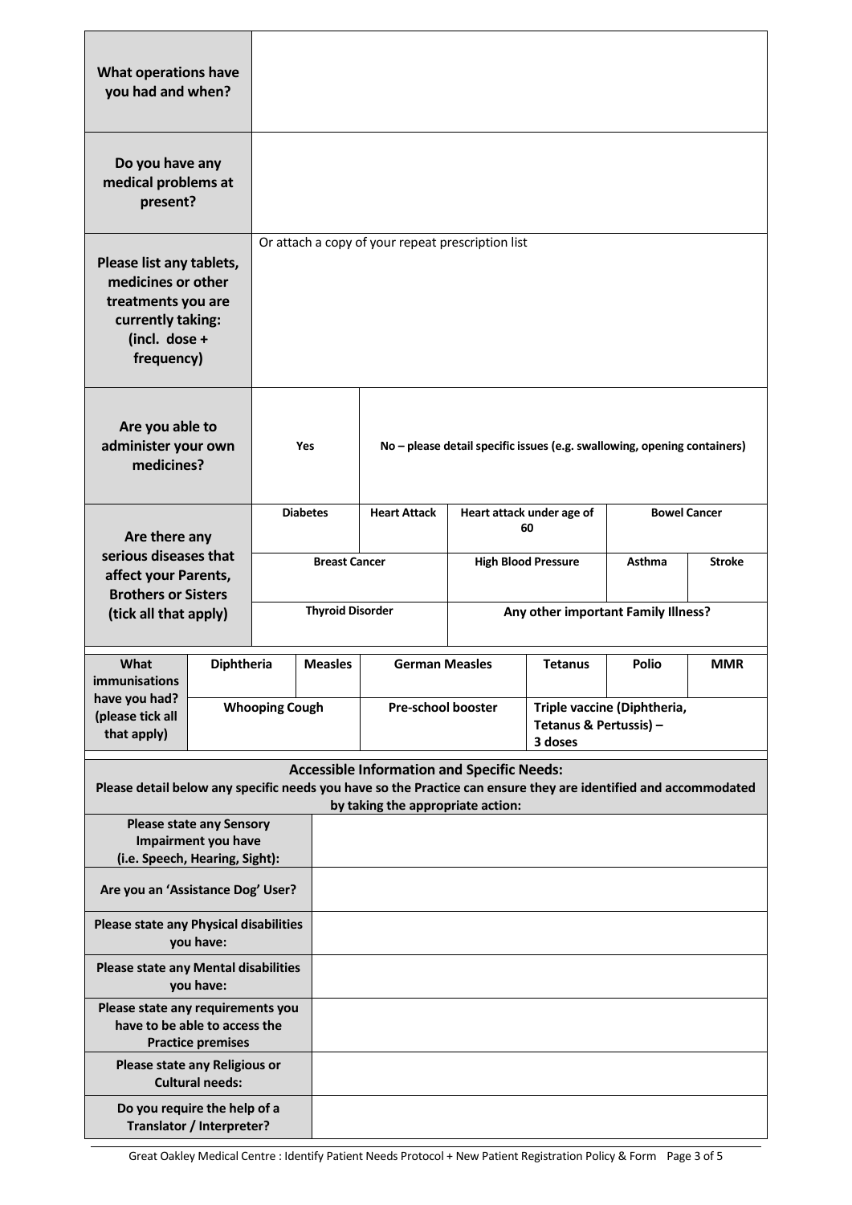| | |
|---|---|
| **What operations have you had and when?** | |
| **Do you have any medical problems at present?** | |
| **Please list any tablets, medicines or other treatments you are currently taking: (incl. dose + frequency)** | Or attach a copy of your repeat prescription list |

| | | |
|---|---|---|
| **Are you able to administer your own medicines?** | **Yes** | **No – please detail specific issues (e.g. swallowing, opening containers)** |

| **Are there any serious diseases that affect your Parents, Brothers or Sisters (tick all that apply)** | | | | |
|---|---|---|---|---|
| | **Diabetes** | **Heart Attack** | **Heart attack under age of 60** | **Bowel Cancer** |
| | **Breast Cancer** | | **High Blood Pressure** | **Asthma** / **Stroke** |
| | **Thyroid Disorder** | | **Any other important Family Illness?** | |

| **What immunisations have you had? (please tick all that apply)** | | | | | | |
|---|---|---|---|---|---|---|
| | **Diphtheria** | **Measles** | **German Measles** | **Tetanus** | **Polio** | **MMR** |
| | **Whooping Cough** | | **Pre-school booster** | **Triple vaccine (Diphtheria, Tetanus & Pertussis) – 3 doses** | | |

**Accessible Information and Specific Needs:**
**Please detail below any specific needs you have so the Practice can ensure they are identified and accommodated by taking the appropriate action:**

| | |
|---|---|
| **Please state any Sensory Impairment you have (i.e. Speech, Hearing, Sight):** | |
| **Are you an 'Assistance Dog' User?** | |
| **Please state any Physical disabilities you have:** | |
| **Please state any Mental disabilities you have:** | |
| **Please state any requirements you have to be able to access the Practice premises** | |
| **Please state any Religious or Cultural needs:** | |
| **Do you require the help of a Translator / Interpreter?** | |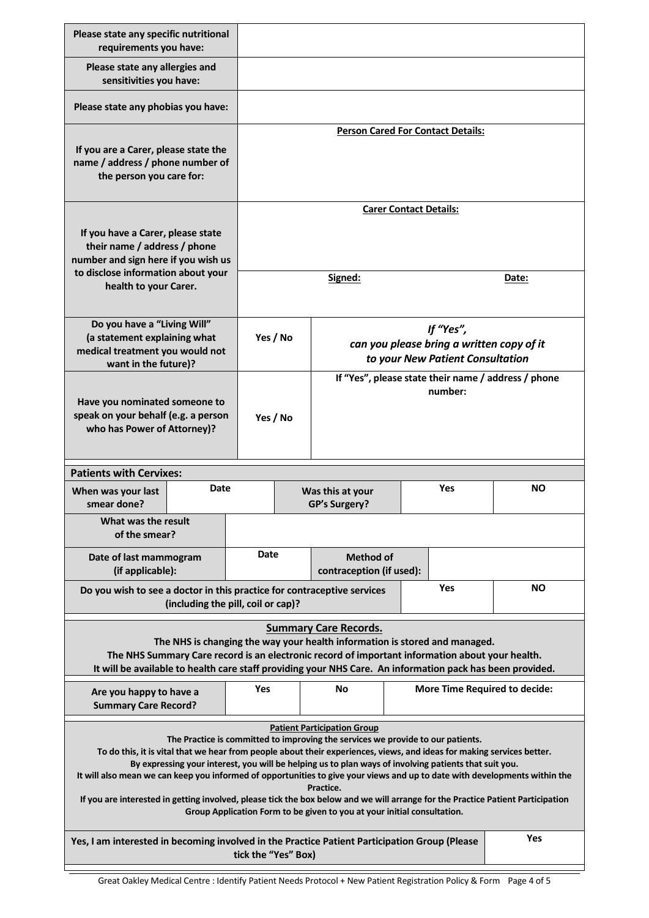| **Please state any specific nutritional requirements you have:** | |
|---|---|
| **Please state any allergies and sensitivities you have:** | |
| **Please state any phobias you have:** | |
| **If you are a Carer, please state the name / address / phone number of the person you care for:** | **Person Cared For Contact Details:** |
| **If you have a Carer, please state their name / address / phone number and sign here if you wish us to disclose information about your health to your Carer.** | **Carer Contact Details:** <br><br> **Signed:** **Date:** |

| **Do you have a "Living Will" (a statement explaining what medical treatment you would not want in the future)?** | **Yes / No** | ***If "Yes", can you please bring a written copy of it to your New Patient Consultation*** |
|---|---|---|
| **Have you nominated someone to speak on your behalf (e.g. a person who has Power of Attorney)?** | **Yes / No** | **If "Yes", please state their name / address / phone number:** |

**Patients with Cervixes:**

| **When was your last smear done?** | **Date** | **Was this at your GP's Surgery?** | **Yes** | **NO** |
|---|---|---|---|---|
| **What was the result of the smear?** | | | | |
| **Date of last mammogram (if applicable):** | **Date** | **Method of contraception (if used):** | | |
| **Do you wish to see a doctor in this practice for contraceptive services (including the pill, coil or cap)?** | | | **Yes** | **NO** |

**Summary Care Records.**

**The NHS is changing the way your health information is stored and managed.**
**The NHS Summary Care record is an electronic record of important information about your health.**
**It will be available to health care staff providing your NHS Care. An information pack has been provided.**

| **Are you happy to have a Summary Care Record?** | **Yes** | **No** | **More Time Required to decide:** |
|---|---|---|---|

**Patient Participation Group**

**The Practice is committed to improving the services we provide to our patients.**
**To do this, it is vital that we hear from people about their experiences, views, and ideas for making services better.**
**By expressing your interest, you will be helping us to plan ways of involving patients that suit you.**
**It will also mean we can keep you informed of opportunities to give your views and up to date with developments within the Practice.**
**If you are interested in getting involved, please tick the box below and we will arrange for the Practice Patient Participation Group Application Form to be given to you at your initial consultation.**

| **Yes, I am interested in becoming involved in the Practice Patient Participation Group (Please tick the "Yes" Box)** | **Yes** |
|---|---|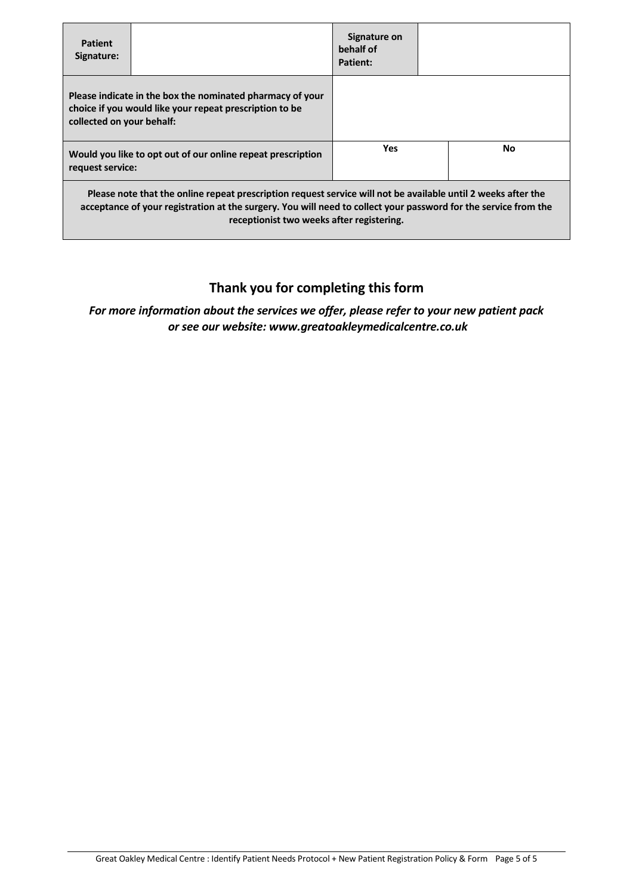| | | | |
|---|---|---|---|
| **Patient Signature:** | | **Signature on behalf of Patient:** | |
| **Please indicate in the box the nominated pharmacy of your choice if you would like your repeat prescription to be collected on your behalf:** | | | |
| **Would you like to opt out of our online repeat prescription request service:** | | **Yes** | **No** |
| **Please note that the online repeat prescription request service will not be available until 2 weeks after the acceptance of your registration at the surgery. You will need to collect your password for the service from the receptionist two weeks after registering.** | | | |

## Thank you for completing this form

***For more information about the services we offer, please refer to your new patient pack or see our website: www.greatoakleymedicalcentre.co.uk***